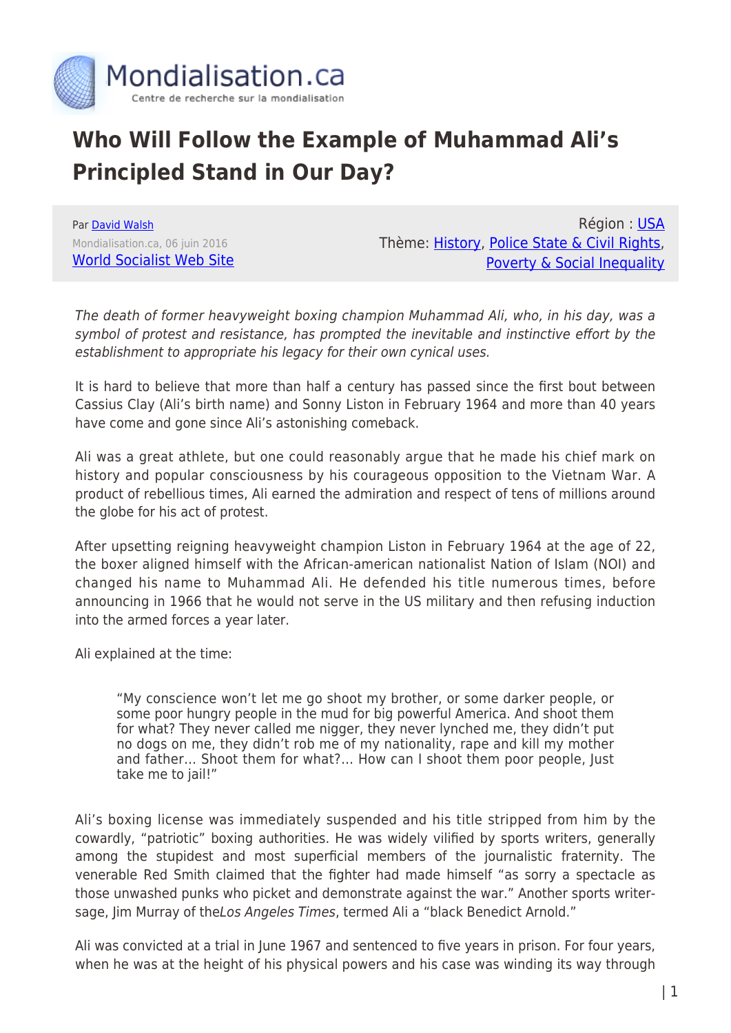# Who Will Follow the Example of Muhammad Ali's Principled Stand in Our Day?

Par David Walsh
Mondialisation.ca, 06 juin 2016
World Socialist Web Site

Région : USA
Thème: History, Police State & Civil Rights, Poverty & Social Inequality

*The death of former heavyweight boxing champion Muhammad Ali, who, in his day, was a symbol of protest and resistance, has prompted the inevitable and instinctive effort by the establishment to appropriate his legacy for their own cynical uses.*

It is hard to believe that more than half a century has passed since the first bout between Cassius Clay (Ali's birth name) and Sonny Liston in February 1964 and more than 40 years have come and gone since Ali's astonishing comeback.

Ali was a great athlete, but one could reasonably argue that he made his chief mark on history and popular consciousness by his courageous opposition to the Vietnam War. A product of rebellious times, Ali earned the admiration and respect of tens of millions around the globe for his act of protest.

After upsetting reigning heavyweight champion Liston in February 1964 at the age of 22, the boxer aligned himself with the African-american nationalist Nation of Islam (NOI) and changed his name to Muhammad Ali. He defended his title numerous times, before announcing in 1966 that he would not serve in the US military and then refusing induction into the armed forces a year later.

Ali explained at the time:

> "My conscience won't let me go shoot my brother, or some darker people, or some poor hungry people in the mud for big powerful America. And shoot them for what? They never called me nigger, they never lynched me, they didn't put no dogs on me, they didn't rob me of my nationality, rape and kill my mother and father… Shoot them for what?… How can I shoot them poor people, Just take me to jail!"

Ali's boxing license was immediately suspended and his title stripped from him by the cowardly, "patriotic" boxing authorities. He was widely vilified by sports writers, generally among the stupidest and most superficial members of the journalistic fraternity. The venerable Red Smith claimed that the fighter had made himself "as sorry a spectacle as those unwashed punks who picket and demonstrate against the war." Another sports writer-sage, Jim Murray of the*Los Angeles Times*, termed Ali a "black Benedict Arnold."

Ali was convicted at a trial in June 1967 and sentenced to five years in prison. For four years, when he was at the height of his physical powers and his case was winding its way through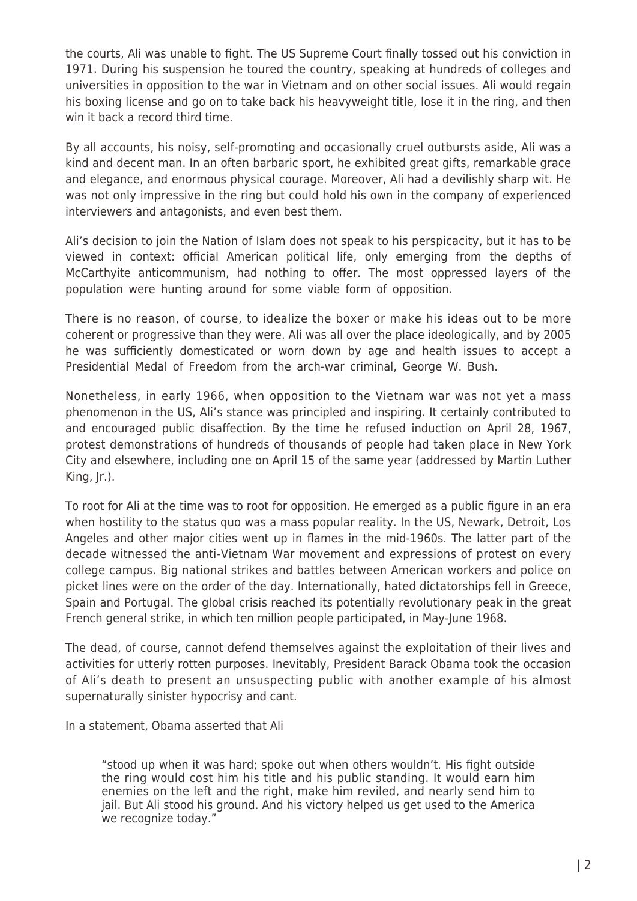the courts, Ali was unable to fight. The US Supreme Court finally tossed out his conviction in 1971. During his suspension he toured the country, speaking at hundreds of colleges and universities in opposition to the war in Vietnam and on other social issues. Ali would regain his boxing license and go on to take back his heavyweight title, lose it in the ring, and then win it back a record third time.

By all accounts, his noisy, self-promoting and occasionally cruel outbursts aside, Ali was a kind and decent man. In an often barbaric sport, he exhibited great gifts, remarkable grace and elegance, and enormous physical courage. Moreover, Ali had a devilishly sharp wit. He was not only impressive in the ring but could hold his own in the company of experienced interviewers and antagonists, and even best them.

Ali's decision to join the Nation of Islam does not speak to his perspicacity, but it has to be viewed in context: official American political life, only emerging from the depths of McCarthyite anticommunism, had nothing to offer. The most oppressed layers of the population were hunting around for some viable form of opposition.

There is no reason, of course, to idealize the boxer or make his ideas out to be more coherent or progressive than they were. Ali was all over the place ideologically, and by 2005 he was sufficiently domesticated or worn down by age and health issues to accept a Presidential Medal of Freedom from the arch-war criminal, George W. Bush.

Nonetheless, in early 1966, when opposition to the Vietnam war was not yet a mass phenomenon in the US, Ali's stance was principled and inspiring. It certainly contributed to and encouraged public disaffection. By the time he refused induction on April 28, 1967, protest demonstrations of hundreds of thousands of people had taken place in New York City and elsewhere, including one on April 15 of the same year (addressed by Martin Luther King, Jr.).

To root for Ali at the time was to root for opposition. He emerged as a public figure in an era when hostility to the status quo was a mass popular reality. In the US, Newark, Detroit, Los Angeles and other major cities went up in flames in the mid-1960s. The latter part of the decade witnessed the anti-Vietnam War movement and expressions of protest on every college campus. Big national strikes and battles between American workers and police on picket lines were on the order of the day. Internationally, hated dictatorships fell in Greece, Spain and Portugal. The global crisis reached its potentially revolutionary peak in the great French general strike, in which ten million people participated, in May-June 1968.

The dead, of course, cannot defend themselves against the exploitation of their lives and activities for utterly rotten purposes. Inevitably, President Barack Obama took the occasion of Ali's death to present an unsuspecting public with another example of his almost supernaturally sinister hypocrisy and cant.

In a statement, Obama asserted that Ali

> "stood up when it was hard; spoke out when others wouldn't. His fight outside the ring would cost him his title and his public standing. It would earn him enemies on the left and the right, make him reviled, and nearly send him to jail. But Ali stood his ground. And his victory helped us get used to the America we recognize today."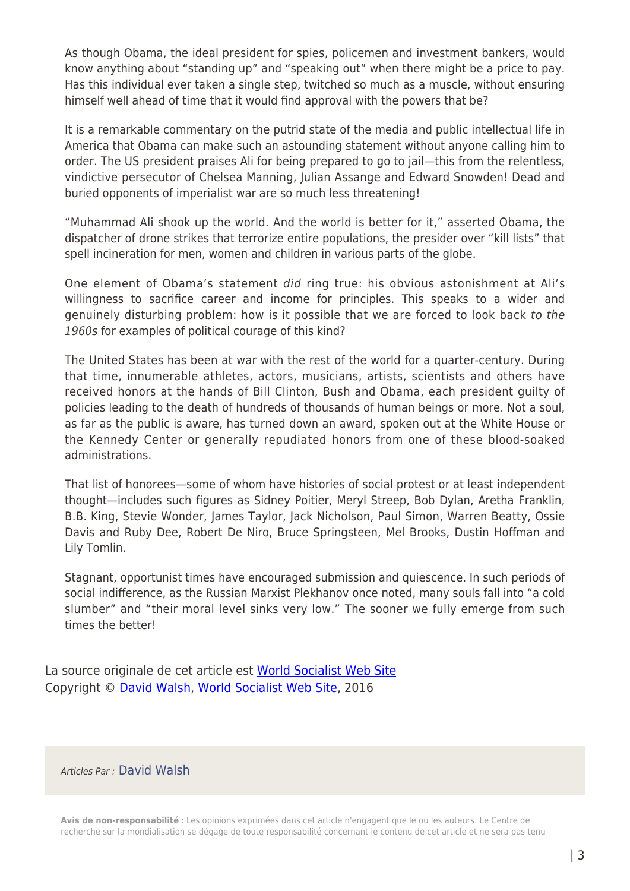As though Obama, the ideal president for spies, policemen and investment bankers, would know anything about "standing up" and "speaking out" when there might be a price to pay. Has this individual ever taken a single step, twitched so much as a muscle, without ensuring himself well ahead of time that it would find approval with the powers that be?

It is a remarkable commentary on the putrid state of the media and public intellectual life in America that Obama can make such an astounding statement without anyone calling him to order. The US president praises Ali for being prepared to go to jail—this from the relentless, vindictive persecutor of Chelsea Manning, Julian Assange and Edward Snowden! Dead and buried opponents of imperialist war are so much less threatening!

"Muhammad Ali shook up the world. And the world is better for it," asserted Obama, the dispatcher of drone strikes that terrorize entire populations, the presider over "kill lists" that spell incineration for men, women and children in various parts of the globe.

One element of Obama's statement *did* ring true: his obvious astonishment at Ali's willingness to sacrifice career and income for principles. This speaks to a wider and genuinely disturbing problem: how is it possible that we are forced to look back *to the 1960s* for examples of political courage of this kind?

The United States has been at war with the rest of the world for a quarter-century. During that time, innumerable athletes, actors, musicians, artists, scientists and others have received honors at the hands of Bill Clinton, Bush and Obama, each president guilty of policies leading to the death of hundreds of thousands of human beings or more. Not a soul, as far as the public is aware, has turned down an award, spoken out at the White House or the Kennedy Center or generally repudiated honors from one of these blood-soaked administrations.

That list of honorees—some of whom have histories of social protest or at least independent thought—includes such figures as Sidney Poitier, Meryl Streep, Bob Dylan, Aretha Franklin, B.B. King, Stevie Wonder, James Taylor, Jack Nicholson, Paul Simon, Warren Beatty, Ossie Davis and Ruby Dee, Robert De Niro, Bruce Springsteen, Mel Brooks, Dustin Hoffman and Lily Tomlin.

Stagnant, opportunist times have encouraged submission and quiescence. In such periods of social indifference, as the Russian Marxist Plekhanov once noted, many souls fall into "a cold slumber" and "their moral level sinks very low." The sooner we fully emerge from such times the better!

La source originale de cet article est World Socialist Web Site
Copyright © David Walsh, World Socialist Web Site, 2016

---

*Articles Par :* David Walsh

**Avis de non-responsabilité** : Les opinions exprimées dans cet article n'engagent que le ou les auteurs. Le Centre de recherche sur la mondialisation se dégage de toute responsabilité concernant le contenu de cet article et ne sera pas tenu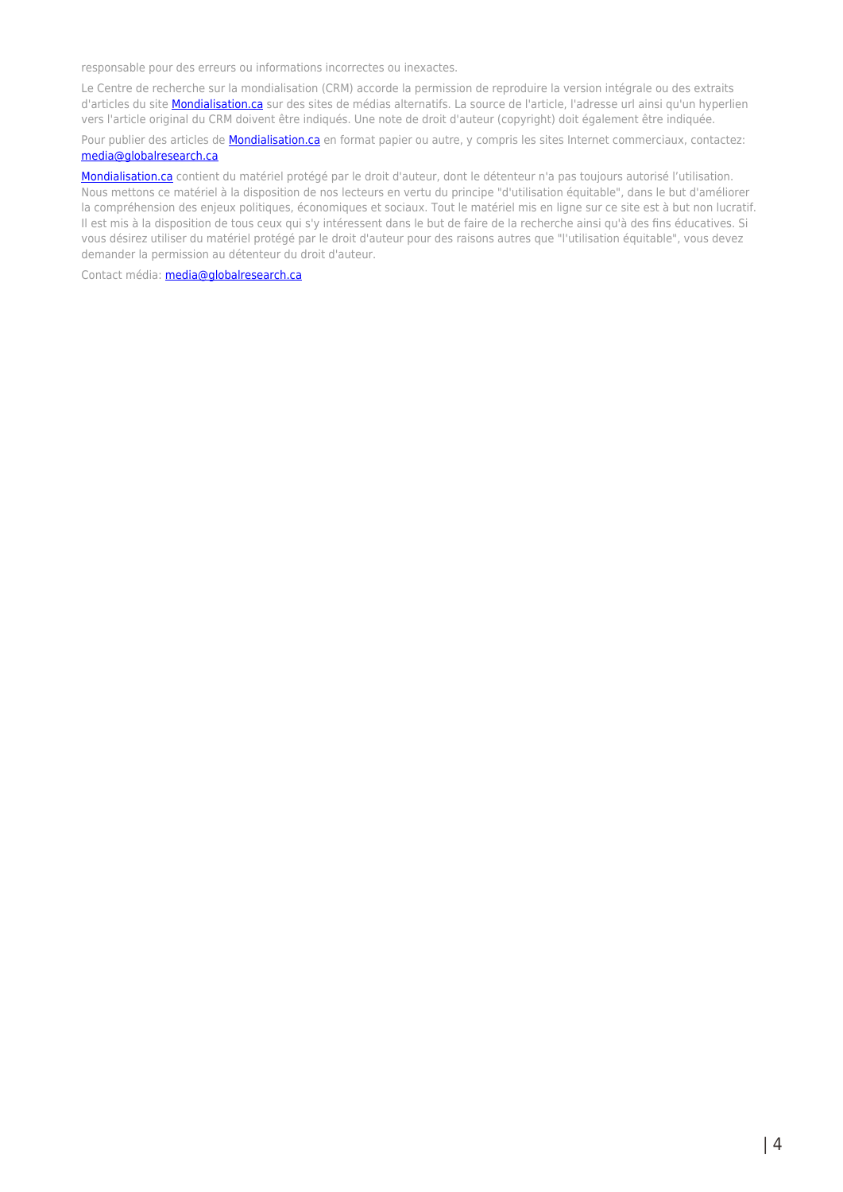responsable pour des erreurs ou informations incorrectes ou inexactes.

Le Centre de recherche sur la mondialisation (CRM) accorde la permission de reproduire la version intégrale ou des extraits d'articles du site [Mondialisation.ca](Mondialisation.ca) sur des sites de médias alternatifs. La source de l'article, l'adresse url ainsi qu'un hyperlien vers l'article original du CRM doivent être indiqués. Une note de droit d'auteur (copyright) doit également être indiquée.

Pour publier des articles de [Mondialisation.ca](Mondialisation.ca) en format papier ou autre, y compris les sites Internet commerciaux, contactez: [media@globalresearch.ca](mailto:media@globalresearch.ca)

[Mondialisation.ca](Mondialisation.ca) contient du matériel protégé par le droit d'auteur, dont le détenteur n'a pas toujours autorisé l'utilisation. Nous mettons ce matériel à la disposition de nos lecteurs en vertu du principe "d'utilisation équitable", dans le but d'améliorer la compréhension des enjeux politiques, économiques et sociaux. Tout le matériel mis en ligne sur ce site est à but non lucratif. Il est mis à la disposition de tous ceux qui s'y intéressent dans le but de faire de la recherche ainsi qu'à des fins éducatives. Si vous désirez utiliser du matériel protégé par le droit d'auteur pour des raisons autres que "l'utilisation équitable", vous devez demander la permission au détenteur du droit d'auteur.

Contact média: [media@globalresearch.ca](mailto:media@globalresearch.ca)